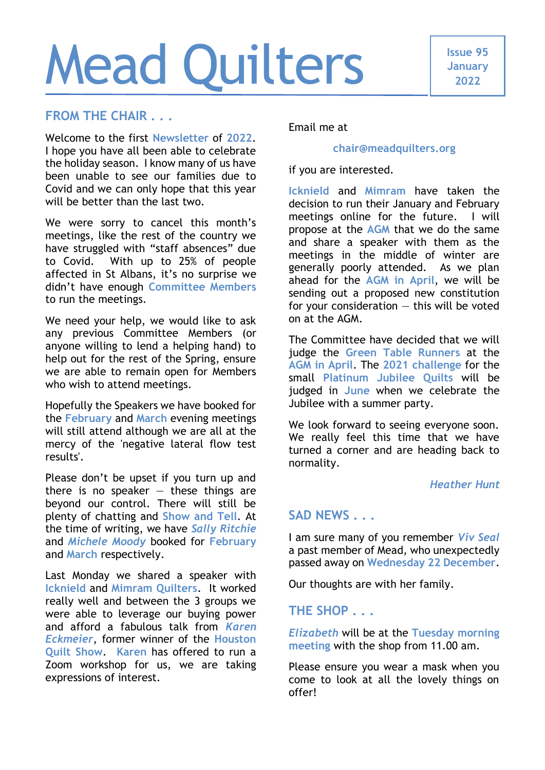# Mead Quilters

Issue 95
January
2022

## FROM THE CHAIR . . .

Welcome to the first Newsletter of 2022. I hope you have all been able to celebrate the holiday season. I know many of us have been unable to see our families due to Covid and we can only hope that this year will be better than the last two.

We were sorry to cancel this month's meetings, like the rest of the country we have struggled with "staff absences" due to Covid. With up to 25% of people affected in St Albans, it's no surprise we didn't have enough Committee Members to run the meetings.

We need your help, we would like to ask any previous Committee Members (or anyone willing to lend a helping hand) to help out for the rest of the Spring, ensure we are able to remain open for Members who wish to attend meetings.

Hopefully the Speakers we have booked for the February and March evening meetings will still attend although we are all at the mercy of the 'negative lateral flow test results'.

Please don't be upset if you turn up and there is no speaker – these things are beyond our control. There will still be plenty of chatting and Show and Tell. At the time of writing, we have ***Sally Ritchie*** and ***Michele Moody*** booked for February and March respectively.

Last Monday we shared a speaker with Icknield and Mimram Quilters. It worked really well and between the 3 groups we were able to leverage our buying power and afford a fabulous talk from ***Karen Eckmeier***, former winner of the Houston Quilt Show. Karen has offered to run a Zoom workshop for us, we are taking expressions of interest.

Email me at

chair@meadquilters.org

if you are interested.

Icknield and Mimram have taken the decision to run their January and February meetings online for the future. I will propose at the AGM that we do the same and share a speaker with them as the meetings in the middle of winter are generally poorly attended. As we plan ahead for the AGM in April, we will be sending out a proposed new constitution for your consideration – this will be voted on at the AGM.

The Committee have decided that we will judge the Green Table Runners at the AGM in April. The 2021 challenge for the small Platinum Jubilee Quilts will be judged in June when we celebrate the Jubilee with a summer party.

We look forward to seeing everyone soon. We really feel this time that we have turned a corner and are heading back to normality.

***Heather Hunt***

## SAD NEWS . . .

I am sure many of you remember ***Viv Seal*** a past member of Mead, who unexpectedly passed away on Wednesday 22 December.

Our thoughts are with her family.

## THE SHOP . . .

***Elizabeth*** will be at the Tuesday morning meeting with the shop from 11.00 am.

Please ensure you wear a mask when you come to look at all the lovely things on offer!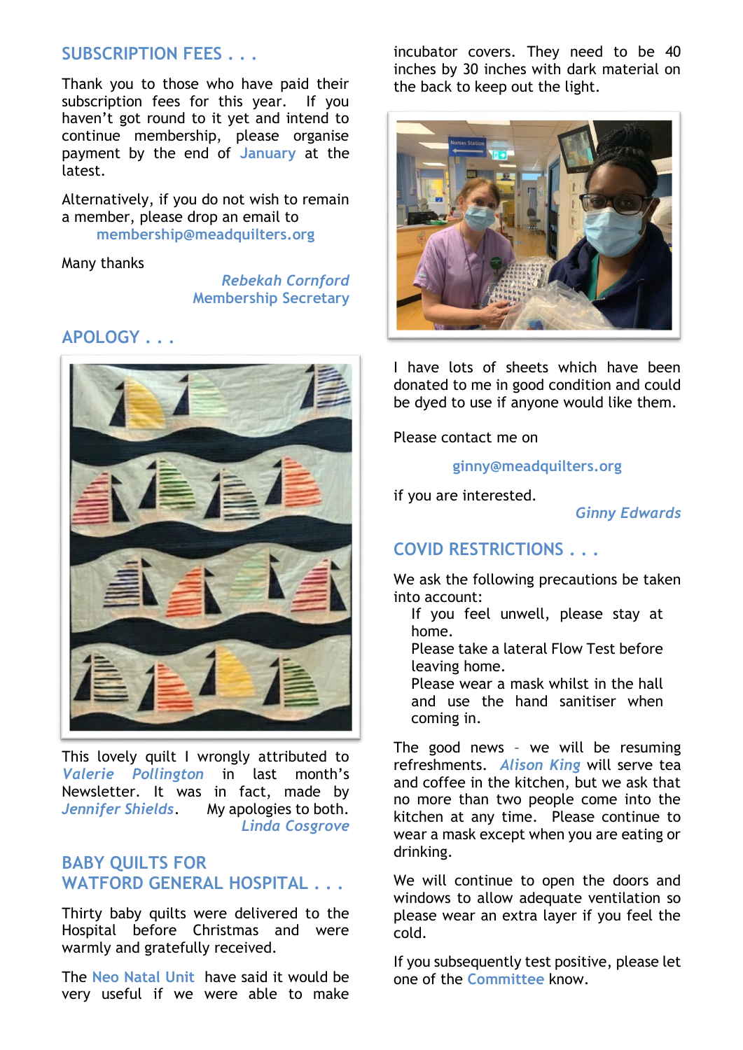## SUBSCRIPTION FEES . . .

Thank you to those who have paid their subscription fees for this year. If you haven't got round to it yet and intend to continue membership, please organise payment by the end of January at the latest.

Alternatively, if you do not wish to remain a member, please drop an email to membership@meadquilters.org

Many thanks

*Rebekah Cornford*
Membership Secretary

## APOLOGY . . .

This lovely quilt I wrongly attributed to *Valerie Pollington* in last month's Newsletter. It was in fact, made by *Jennifer Shields*. My apologies to both.

*Linda Cosgrove*

## BABY QUILTS FOR WATFORD GENERAL HOSPITAL . . .

Thirty baby quilts were delivered to the Hospital before Christmas and were warmly and gratefully received.

The Neo Natal Unit have said it would be very useful if we were able to make incubator covers. They need to be 40 inches by 30 inches with dark material on the back to keep out the light.

I have lots of sheets which have been donated to me in good condition and could be dyed to use if anyone would like them.

Please contact me on

ginny@meadquilters.org

if you are interested.

*Ginny Edwards*

## COVID RESTRICTIONS . . .

We ask the following precautions be taken into account:

If you feel unwell, please stay at home.
Please take a lateral Flow Test before leaving home.
Please wear a mask whilst in the hall and use the hand sanitiser when coming in.

The good news – we will be resuming refreshments. *Alison King* will serve tea and coffee in the kitchen, but we ask that no more than two people come into the kitchen at any time. Please continue to wear a mask except when you are eating or drinking.

We will continue to open the doors and windows to allow adequate ventilation so please wear an extra layer if you feel the cold.

If you subsequently test positive, please let one of the Committee know.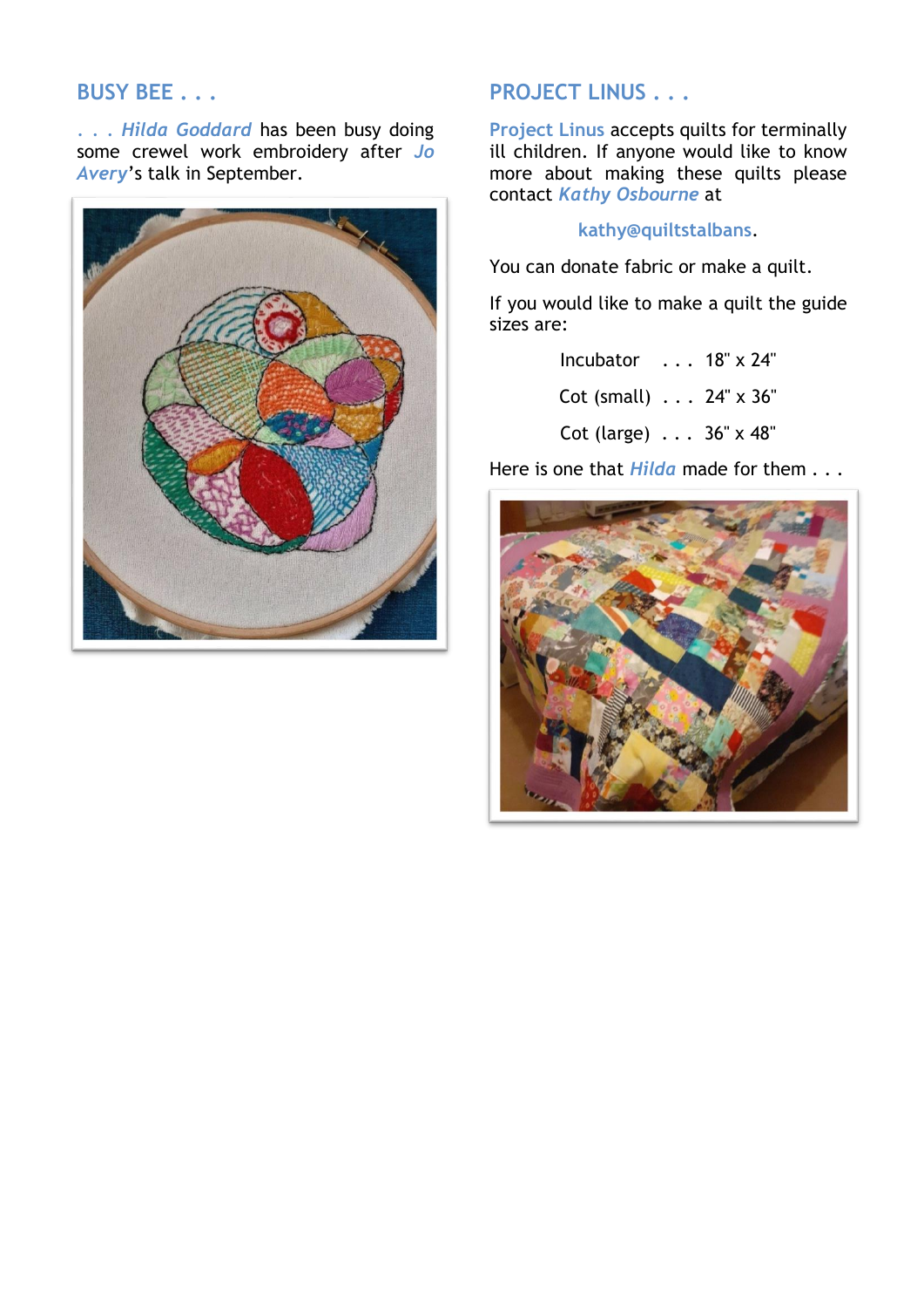## BUSY BEE . . .

. . . *Hilda Goddard* has been busy doing some crewel work embroidery after *Jo Avery*'s talk in September.

## PROJECT LINUS . . .

Project Linus accepts quilts for terminally ill children. If anyone would like to know more about making these quilts please contact *Kathy Osbourne* at

kathy@quiltstalbans.

You can donate fabric or make a quilt.

If you would like to make a quilt the guide sizes are:

| | | |
|---|---|---|
| Incubator | . . . | 18" x 24" |
| Cot (small) | . . . | 24" x 36" |
| Cot (large) | . . . | 36" x 48" |

Here is one that *Hilda* made for them . . .